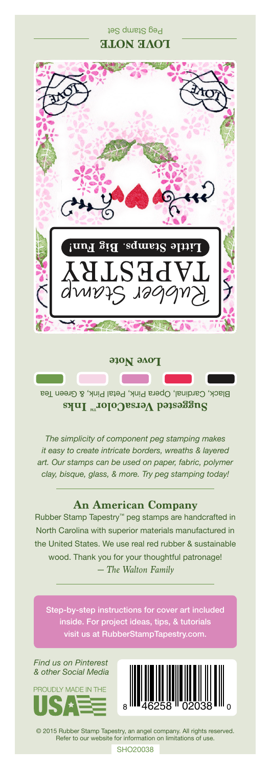# LOVE NOTE

Peg Stamp Set

Rubber Stamp TAPESTRY

**Little Stamps. Big Fun!**

**Love Note**

**Suggested VersaColor™ Inks**

Black, Cardinal, Opera Pink, Petal Pink, & Green Tea

*The simplicity of component peg stamping makes it easy to create intricate borders, wreaths & layered art. Our stamps can be used on paper, fabric, polymer clay, bisque, glass, & more. Try peg stamping today!*

## An American Company

Rubber Stamp Tapestry™ peg stamps are handcrafted in North Carolina with superior materials manufactured in the United States. We use real red rubber & sustainable wood. Thank you for your thoughtful patronage!
*— The Walton Family*

Step-by-step instructions for cover art included inside. For project ideas, tips, & tutorials visit us at RubberStampTapestry.com.

*Find us on Pinterest & other Social Media*

PROUDLY MADE IN THE USA

8 46258 02038 0

© 2015 Rubber Stamp Tapestry, an angel company. All rights reserved. Refer to our website for information on limitations of use.

SHO20038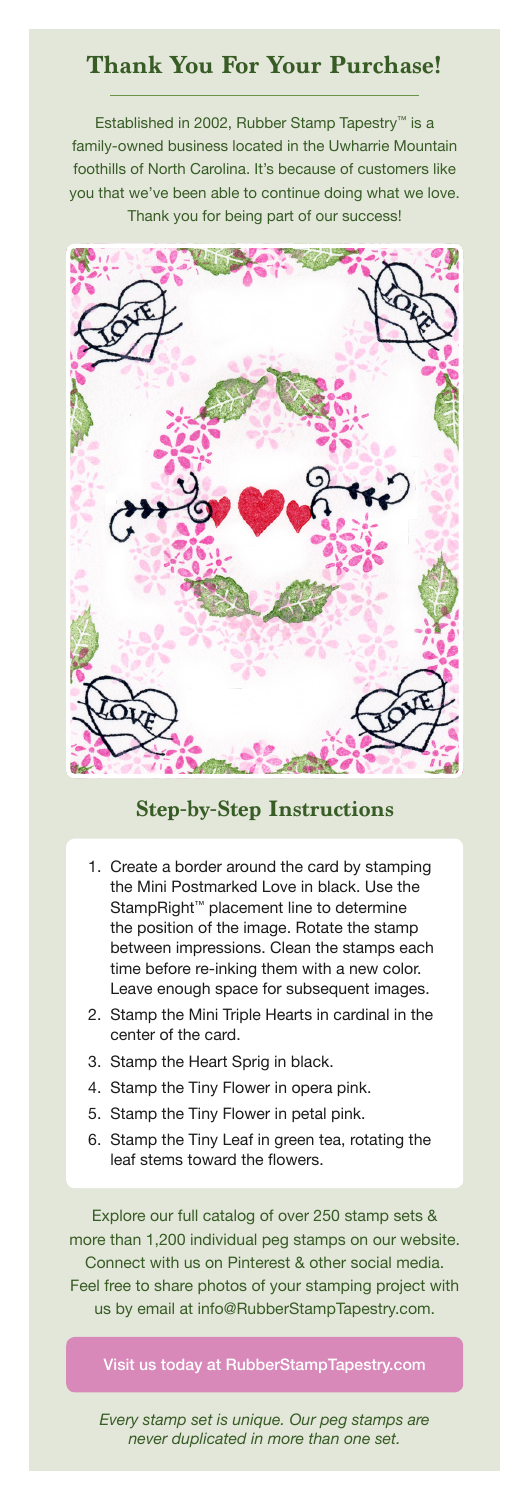## Thank You For Your Purchase!

Established in 2002, Rubber Stamp Tapestry™ is a family-owned business located in the Uwharrie Mountain foothills of North Carolina. It's because of customers like you that we've been able to continue doing what we love. Thank you for being part of our success!

## Step-by-Step Instructions

1. Create a border around the card by stamping the Mini Postmarked Love in black. Use the StampRight™ placement line to determine the position of the image. Rotate the stamp between impressions. Clean the stamps each time before re-inking them with a new color. Leave enough space for subsequent images.
2. Stamp the Mini Triple Hearts in cardinal in the center of the card.
3. Stamp the Heart Sprig in black.
4. Stamp the Tiny Flower in opera pink.
5. Stamp the Tiny Flower in petal pink.
6. Stamp the Tiny Leaf in green tea, rotating the leaf stems toward the flowers.

Explore our full catalog of over 250 stamp sets & more than 1,200 individual peg stamps on our website. Connect with us on Pinterest & other social media. Feel free to share photos of your stamping project with us by email at info@RubberStampTapestry.com.

Visit us today at RubberStampTapestry.com

*Every stamp set is unique. Our peg stamps are never duplicated in more than one set.*